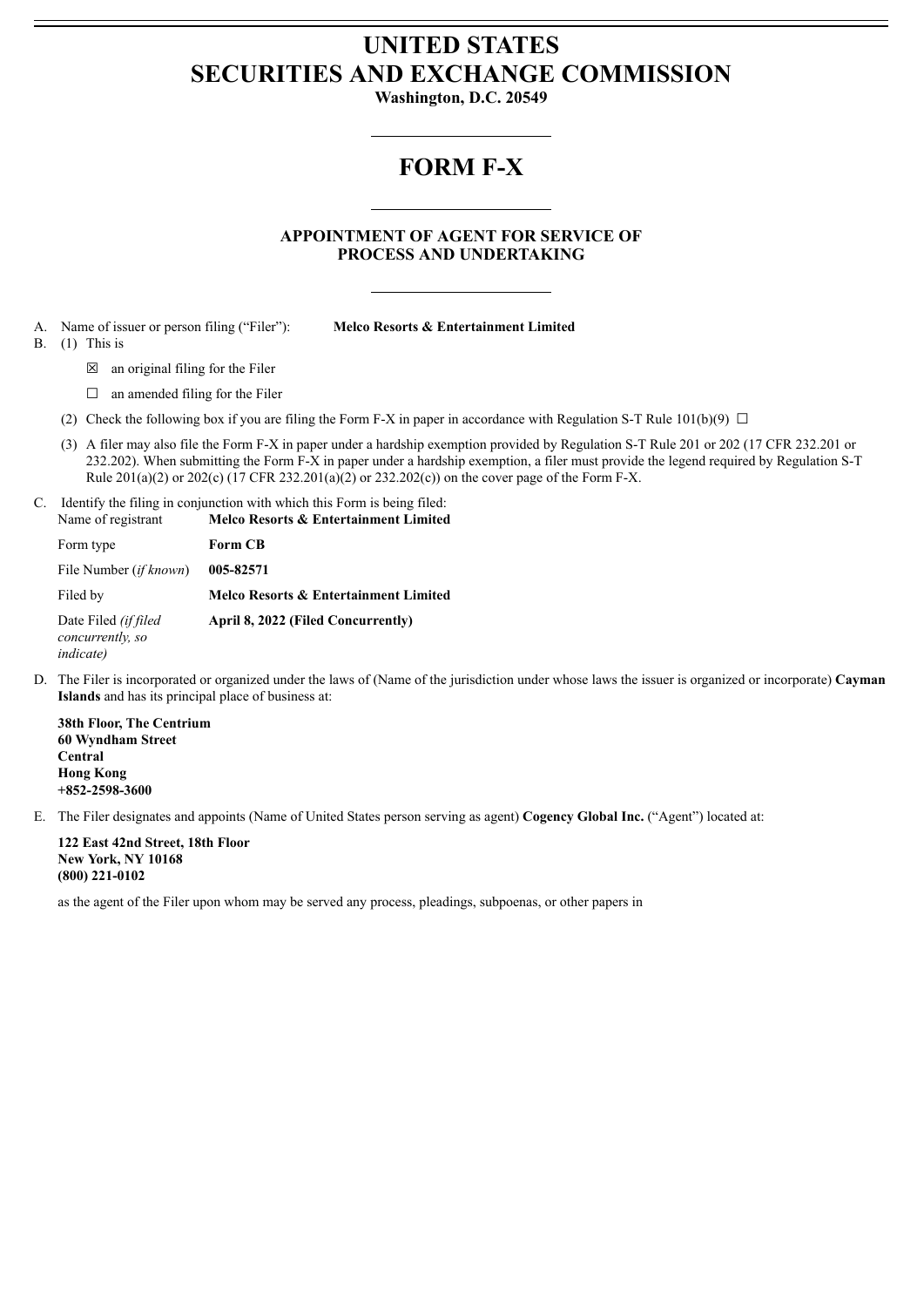# UNITED STATES
# SECURITIES AND EXCHANGE COMMISSION

**Washington, D.C. 20549**

---

# FORM F-X

---

## APPOINTMENT OF AGENT FOR SERVICE OF PROCESS AND UNDERTAKING

---

A. Name of issuer or person filing ("Filer"): **Melco Resorts & Entertainment Limited**

B. (1) This is

☒ an original filing for the Filer

☐ an amended filing for the Filer

(2) Check the following box if you are filing the Form F-X in paper in accordance with Regulation S-T Rule 101(b)(9) ☐

(3) A filer may also file the Form F-X in paper under a hardship exemption provided by Regulation S-T Rule 201 or 202 (17 CFR 232.201 or 232.202). When submitting the Form F-X in paper under a hardship exemption, a filer must provide the legend required by Regulation S-T Rule 201(a)(2) or 202(c) (17 CFR 232.201(a)(2) or 232.202(c)) on the cover page of the Form F-X.

C. Identify the filing in conjunction with which this Form is being filed:

| | |
|---|---|
| Name of registrant | **Melco Resorts & Entertainment Limited** |
| Form type | **Form CB** |
| File Number (*if known*) | **005-82571** |
| Filed by | **Melco Resorts & Entertainment Limited** |
| Date Filed *(if filed concurrently, so indicate)* | **April 8, 2022 (Filed Concurrently)** |

D. The Filer is incorporated or organized under the laws of (Name of the jurisdiction under whose laws the issuer is organized or incorporate) **Cayman Islands** and has its principal place of business at:

**38th Floor, The Centrium**
**60 Wyndham Street**
**Central**
**Hong Kong**
**+852-2598-3600**

E. The Filer designates and appoints (Name of United States person serving as agent) **Cogency Global Inc.** ("Agent") located at:

**122 East 42nd Street, 18th Floor**
**New York, NY 10168**
**(800) 221-0102**

as the agent of the Filer upon whom may be served any process, pleadings, subpoenas, or other papers in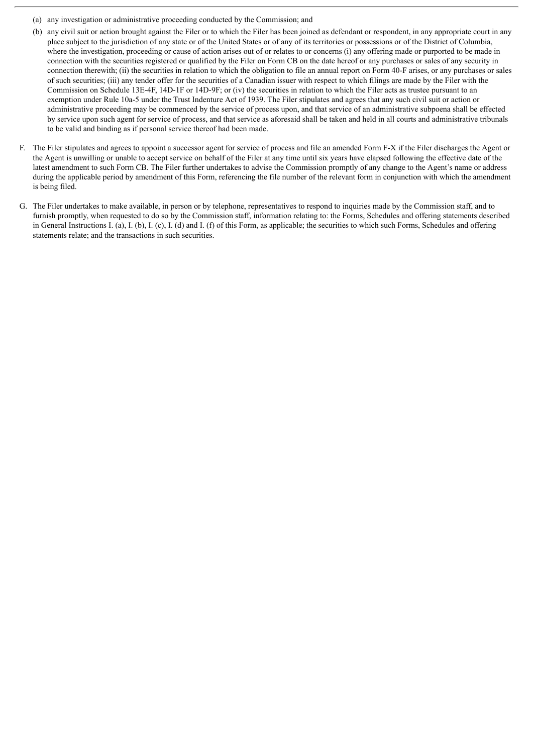(a) any investigation or administrative proceeding conducted by the Commission; and

(b) any civil suit or action brought against the Filer or to which the Filer has been joined as defendant or respondent, in any appropriate court in any place subject to the jurisdiction of any state or of the United States or of any of its territories or possessions or of the District of Columbia, where the investigation, proceeding or cause of action arises out of or relates to or concerns (i) any offering made or purported to be made in connection with the securities registered or qualified by the Filer on Form CB on the date hereof or any purchases or sales of any security in connection therewith; (ii) the securities in relation to which the obligation to file an annual report on Form 40-F arises, or any purchases or sales of such securities; (iii) any tender offer for the securities of a Canadian issuer with respect to which filings are made by the Filer with the Commission on Schedule 13E-4F, 14D-1F or 14D-9F; or (iv) the securities in relation to which the Filer acts as trustee pursuant to an exemption under Rule 10a-5 under the Trust Indenture Act of 1939. The Filer stipulates and agrees that any such civil suit or action or administrative proceeding may be commenced by the service of process upon, and that service of an administrative subpoena shall be effected by service upon such agent for service of process, and that service as aforesaid shall be taken and held in all courts and administrative tribunals to be valid and binding as if personal service thereof had been made.

F. The Filer stipulates and agrees to appoint a successor agent for service of process and file an amended Form F-X if the Filer discharges the Agent or the Agent is unwilling or unable to accept service on behalf of the Filer at any time until six years have elapsed following the effective date of the latest amendment to such Form CB. The Filer further undertakes to advise the Commission promptly of any change to the Agent's name or address during the applicable period by amendment of this Form, referencing the file number of the relevant form in conjunction with which the amendment is being filed.

G. The Filer undertakes to make available, in person or by telephone, representatives to respond to inquiries made by the Commission staff, and to furnish promptly, when requested to do so by the Commission staff, information relating to: the Forms, Schedules and offering statements described in General Instructions I. (a), I. (b), I. (c), I. (d) and I. (f) of this Form, as applicable; the securities to which such Forms, Schedules and offering statements relate; and the transactions in such securities.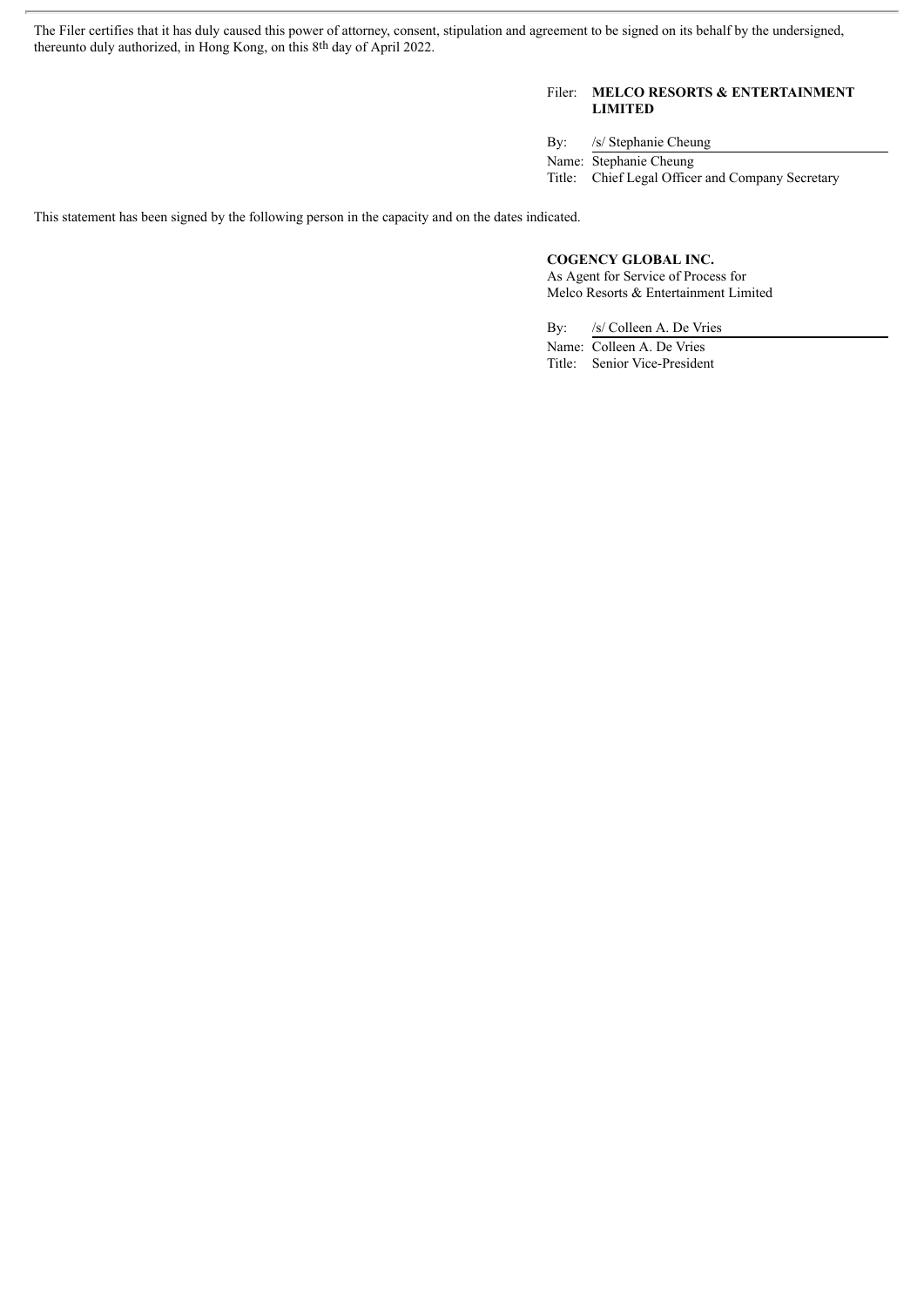The Filer certifies that it has duly caused this power of attorney, consent, stipulation and agreement to be signed on its behalf by the undersigned, thereunto duly authorized, in Hong Kong, on this 8th day of April 2022.

Filer: **MELCO RESORTS & ENTERTAINMENT LIMITED**

By: /s/ Stephanie Cheung
Name: Stephanie Cheung
Title: Chief Legal Officer and Company Secretary

This statement has been signed by the following person in the capacity and on the dates indicated.

**COGENCY GLOBAL INC.**
As Agent for Service of Process for
Melco Resorts & Entertainment Limited

By: /s/ Colleen A. De Vries
Name: Colleen A. De Vries
Title: Senior Vice-President